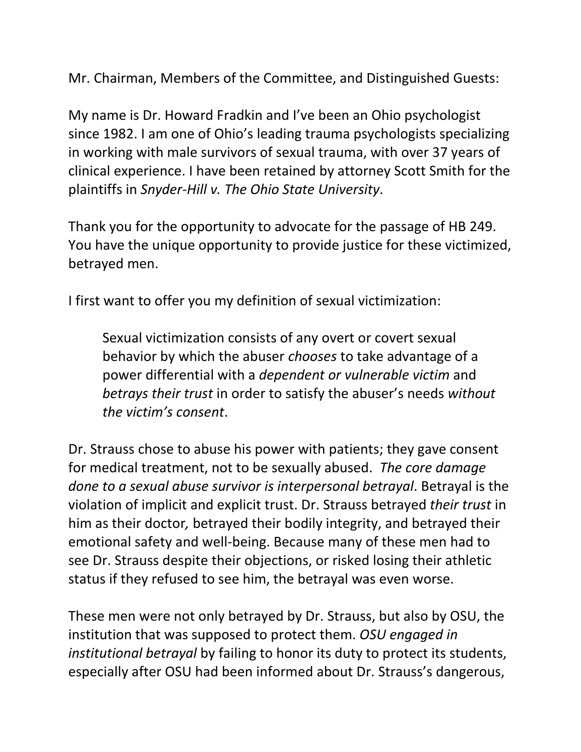Mr. Chairman, Members of the Committee, and Distinguished Guests:

My name is Dr. Howard Fradkin and I've been an Ohio psychologist since 1982. I am one of Ohio's leading trauma psychologists specializing in working with male survivors of sexual trauma, with over 37 years of clinical experience. I have been retained by attorney Scott Smith for the plaintiffs in *Snyder-Hill v. The Ohio State University*.

Thank you for the opportunity to advocate for the passage of HB 249. You have the unique opportunity to provide justice for these victimized, betrayed men.

I first want to offer you my definition of sexual victimization:

> Sexual victimization consists of any overt or covert sexual behavior by which the abuser *chooses* to take advantage of a power differential with a *dependent or vulnerable victim* and *betrays their trust* in order to satisfy the abuser's needs *without the victim's consent*.

Dr. Strauss chose to abuse his power with patients; they gave consent for medical treatment, not to be sexually abused. *The core damage done to a sexual abuse survivor is interpersonal betrayal*. Betrayal is the violation of implicit and explicit trust. Dr. Strauss betrayed *their trust* in him as their doctor*,* betrayed their bodily integrity, and betrayed their emotional safety and well-being. Because many of these men had to see Dr. Strauss despite their objections, or risked losing their athletic status if they refused to see him, the betrayal was even worse.

These men were not only betrayed by Dr. Strauss, but also by OSU, the institution that was supposed to protect them. *OSU engaged in institutional betrayal* by failing to honor its duty to protect its students, especially after OSU had been informed about Dr. Strauss's dangerous,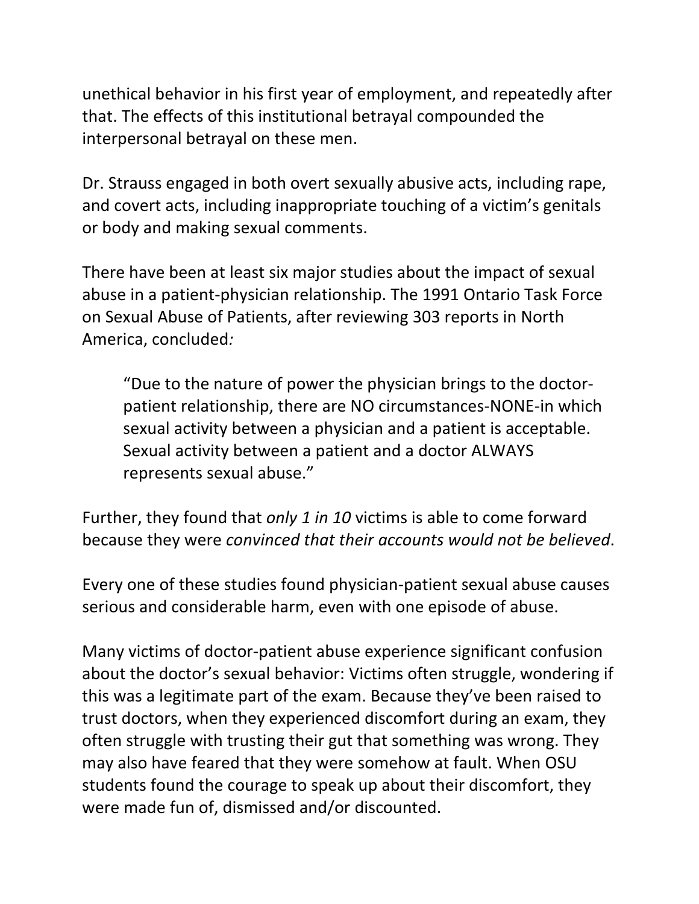unethical behavior in his first year of employment, and repeatedly after that. The effects of this institutional betrayal compounded the interpersonal betrayal on these men.

Dr. Strauss engaged in both overt sexually abusive acts, including rape, and covert acts, including inappropriate touching of a victim's genitals or body and making sexual comments.

There have been at least six major studies about the impact of sexual abuse in a patient-physician relationship. The 1991 Ontario Task Force on Sexual Abuse of Patients, after reviewing 303 reports in North America, concluded*:*

> "Due to the nature of power the physician brings to the doctor-patient relationship, there are NO circumstances-NONE-in which sexual activity between a physician and a patient is acceptable. Sexual activity between a patient and a doctor ALWAYS represents sexual abuse."

Further, they found that *only 1 in 10* victims is able to come forward because they were *convinced that their accounts would not be believed*.

Every one of these studies found physician-patient sexual abuse causes serious and considerable harm, even with one episode of abuse.

Many victims of doctor-patient abuse experience significant confusion about the doctor's sexual behavior: Victims often struggle, wondering if this was a legitimate part of the exam. Because they've been raised to trust doctors, when they experienced discomfort during an exam, they often struggle with trusting their gut that something was wrong. They may also have feared that they were somehow at fault. When OSU students found the courage to speak up about their discomfort, they were made fun of, dismissed and/or discounted.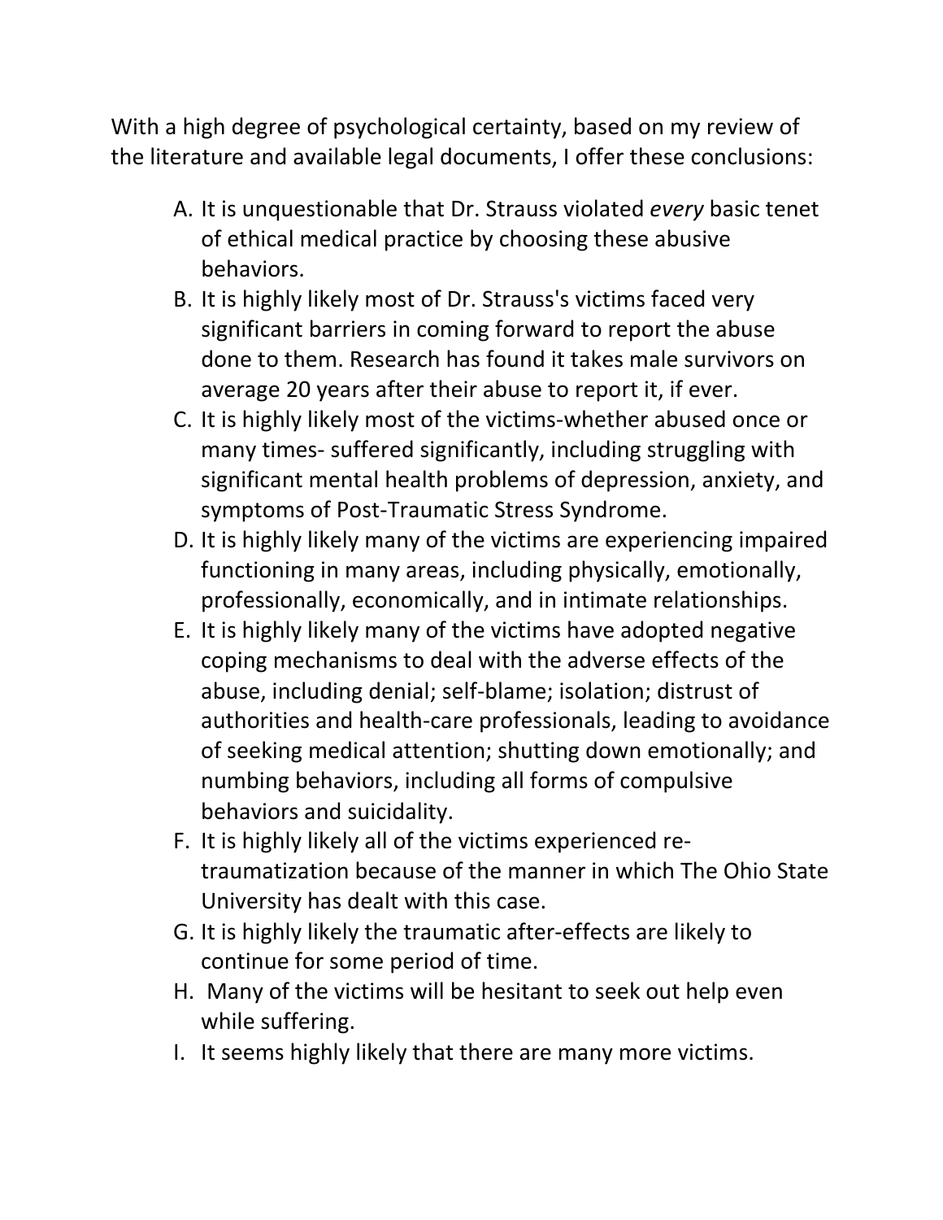With a high degree of psychological certainty, based on my review of the literature and available legal documents, I offer these conclusions:

A. It is unquestionable that Dr. Strauss violated *every* basic tenet of ethical medical practice by choosing these abusive behaviors.
B. It is highly likely most of Dr. Strauss's victims faced very significant barriers in coming forward to report the abuse done to them. Research has found it takes male survivors on average 20 years after their abuse to report it, if ever.
C. It is highly likely most of the victims-whether abused once or many times- suffered significantly, including struggling with significant mental health problems of depression, anxiety, and symptoms of Post-Traumatic Stress Syndrome.
D. It is highly likely many of the victims are experiencing impaired functioning in many areas, including physically, emotionally, professionally, economically, and in intimate relationships.
E. It is highly likely many of the victims have adopted negative coping mechanisms to deal with the adverse effects of the abuse, including denial; self-blame; isolation; distrust of authorities and health-care professionals, leading to avoidance of seeking medical attention; shutting down emotionally; and numbing behaviors, including all forms of compulsive behaviors and suicidality.
F. It is highly likely all of the victims experienced re-traumatization because of the manner in which The Ohio State University has dealt with this case.
G. It is highly likely the traumatic after-effects are likely to continue for some period of time.
H. Many of the victims will be hesitant to seek out help even while suffering.
I. It seems highly likely that there are many more victims.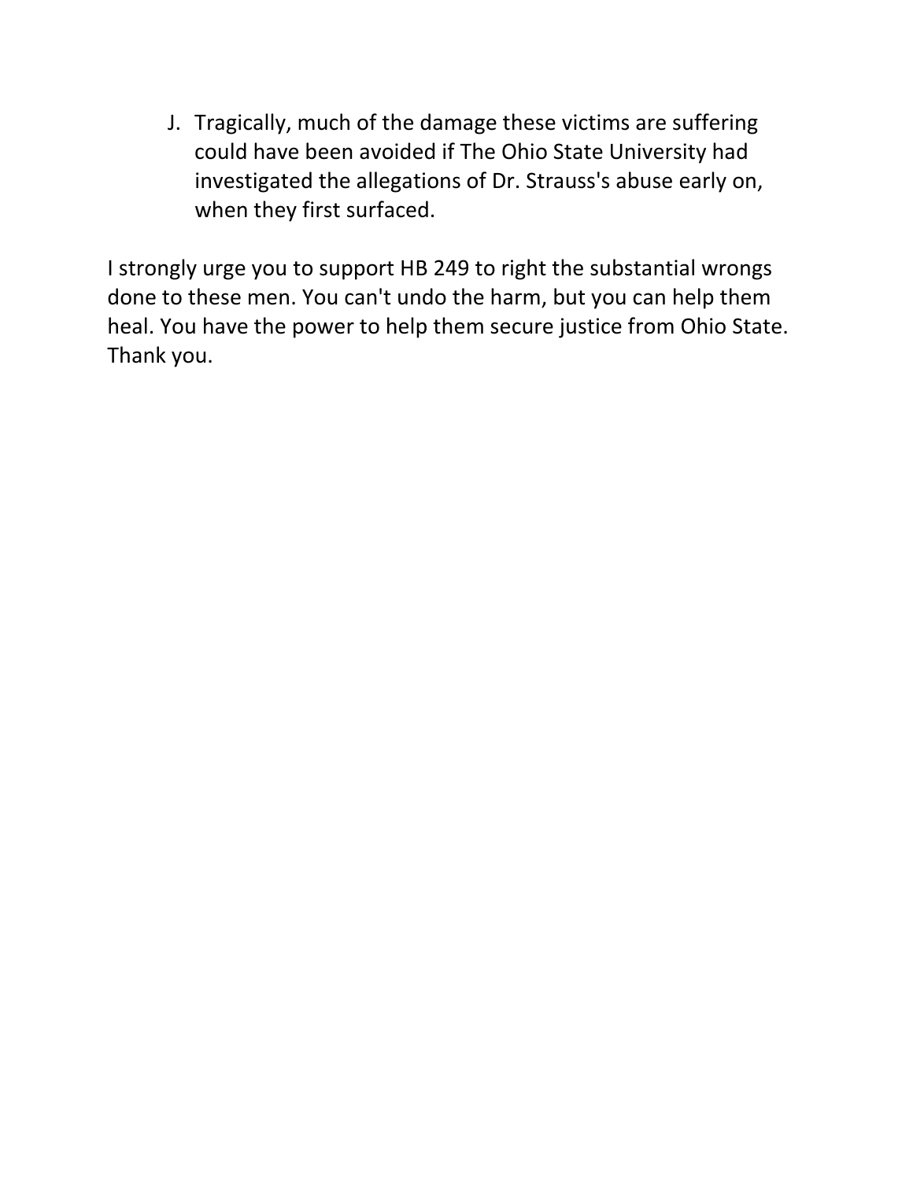J. Tragically, much of the damage these victims are suffering could have been avoided if The Ohio State University had investigated the allegations of Dr. Strauss's abuse early on, when they first surfaced.

I strongly urge you to support HB 249 to right the substantial wrongs done to these men. You can't undo the harm, but you can help them heal. You have the power to help them secure justice from Ohio State. Thank you.